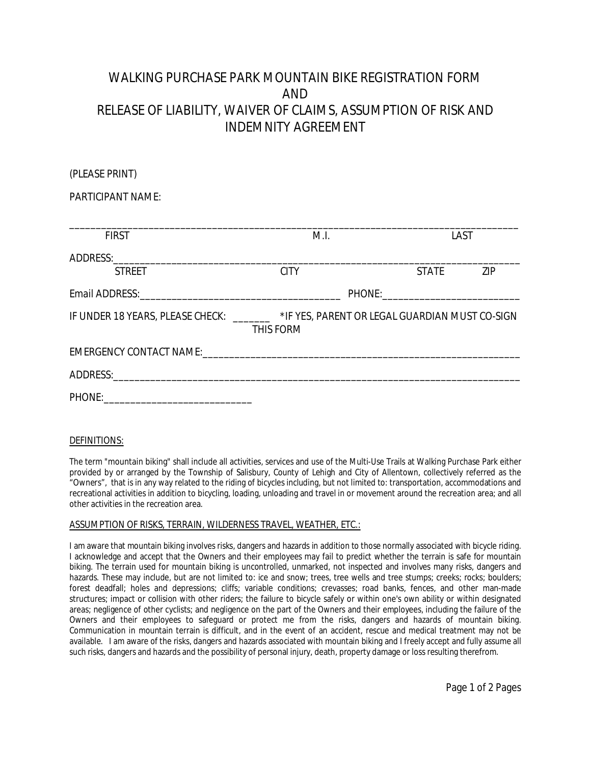# WALKING PURCHASE PARK MOUNTAIN BIKE REGISTRATION FORM AND RELEASE OF LIABILITY, WAIVER OF CLAIMS, ASSUMPTION OF RISK AND INDEMNITY AGREEMENT

(PLEASE PRINT)

PARTICIPANT NAME:

_______________________________________________________________________________________

FIRST M.I. LAST

ADDRESS:_______________________________________________________________________________

STREET CITY STATE ZIP

Email ADDRESS:_____________________________________ PHONE:__________________________

IF UNDER 18 YEARS, PLEASE CHECK: _______ *IF YES, PARENT OR LEGAL GUARDIAN MUST CO-SIGN THIS FORM

EMERGENCY CONTACT NAME:_______________________________________________________________

ADDRESS:_______________________________________________________________________________

PHONE:____________________________

## DEFINITIONS:

The term "mountain biking" shall include all activities, services and use of the Multi-Use Trails at Walking Purchase Park either provided by or arranged by the Township of Salisbury, County of Lehigh and City of Allentown, collectively referred as the "Owners", that is in any way related to the riding of bicycles including, but not limited to: transportation, accommodations and recreational activities in addition to bicycling, loading, unloading and travel in or movement around the recreation area; and all other activities in the recreation area.

## ASSUMPTION OF RISKS, TERRAIN, WILDERNESS TRAVEL, WEATHER, ETC.:

I am aware that mountain biking involves risks, dangers and hazards in addition to those normally associated with bicycle riding. I acknowledge and accept that the Owners and their employees may fail to predict whether the terrain is safe for mountain biking. The terrain used for mountain biking is uncontrolled, unmarked, not inspected and involves many risks, dangers and hazards. These may include, but are not limited to: ice and snow; trees, tree wells and tree stumps; creeks; rocks; boulders; forest deadfall; holes and depressions; cliffs; variable conditions; crevasses; road banks, fences, and other man-made structures; impact or collision with other riders; the failure to bicycle safely or within one's own ability or within designated areas; negligence of other cyclists; and negligence on the part of the Owners and their employees, including the failure of the Owners and their employees to safeguard or protect me from the risks, dangers and hazards of mountain biking. Communication in mountain terrain is difficult, and in the event of an accident, rescue and medical treatment may not be available. I am aware of the risks, dangers and hazards associated with mountain biking and I freely accept and fully assume all such risks, dangers and hazards and the possibility of personal injury, death, property damage or loss resulting therefrom.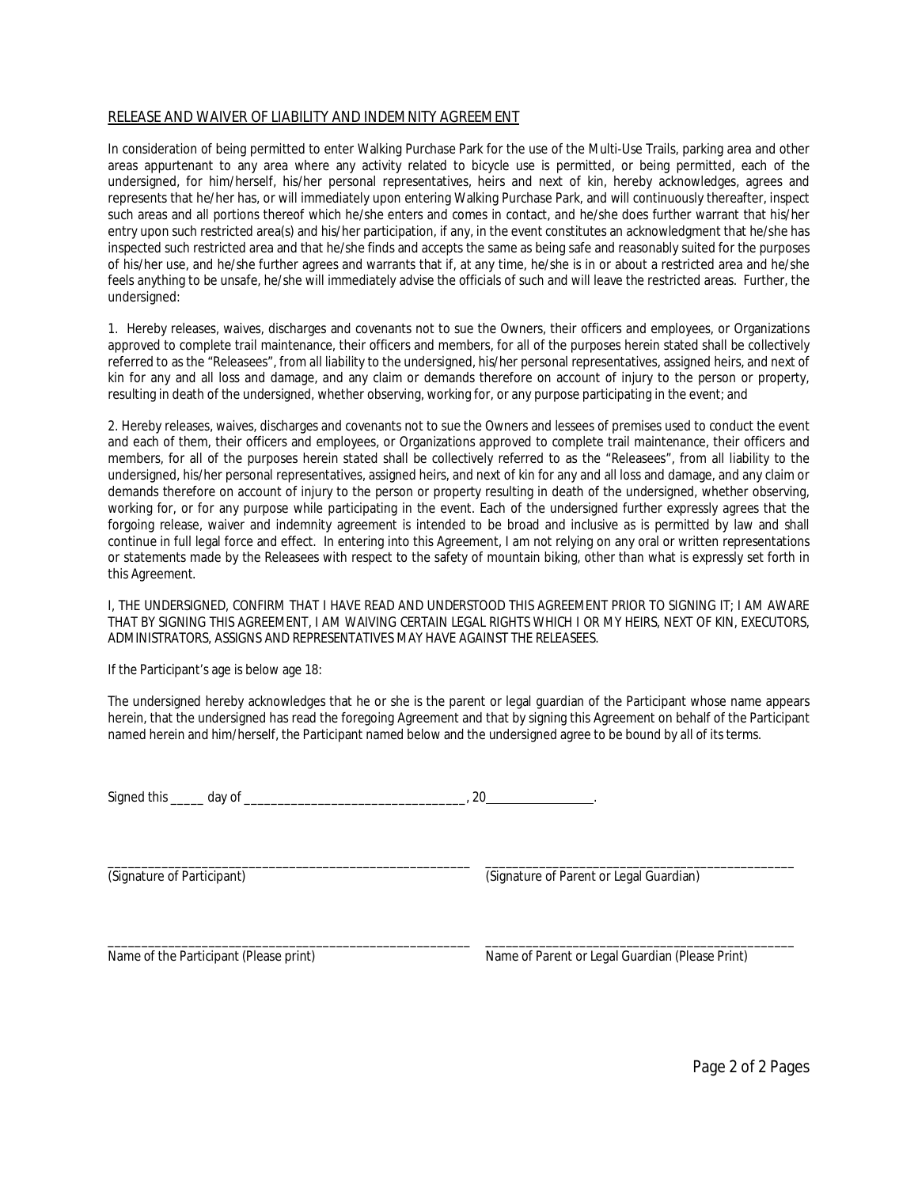RELEASE AND WAIVER OF LIABILITY AND INDEMNITY AGREEMENT

In consideration of being permitted to enter Walking Purchase Park for the use of the Multi-Use Trails, parking area and other areas appurtenant to any area where any activity related to bicycle use is permitted, or being permitted, each of the undersigned, for him/herself, his/her personal representatives, heirs and next of kin, hereby acknowledges, agrees and represents that he/her has, or will immediately upon entering Walking Purchase Park, and will continuously thereafter, inspect such areas and all portions thereof which he/she enters and comes in contact, and he/she does further warrant that his/her entry upon such restricted area(s) and his/her participation, if any, in the event constitutes an acknowledgment that he/she has inspected such restricted area and that he/she finds and accepts the same as being safe and reasonably suited for the purposes of his/her use, and he/she further agrees and warrants that if, at any time, he/she is in or about a restricted area and he/she feels anything to be unsafe, he/she will immediately advise the officials of such and will leave the restricted areas. Further, the undersigned:

1. Hereby releases, waives, discharges and covenants not to sue the Owners, their officers and employees, or Organizations approved to complete trail maintenance, their officers and members, for all of the purposes herein stated shall be collectively referred to as the "Releasees", from all liability to the undersigned, his/her personal representatives, assigned heirs, and next of kin for any and all loss and damage, and any claim or demands therefore on account of injury to the person or property, resulting in death of the undersigned, whether observing, working for, or any purpose participating in the event; and

2. Hereby releases, waives, discharges and covenants not to sue the Owners and lessees of premises used to conduct the event and each of them, their officers and employees, or Organizations approved to complete trail maintenance, their officers and members, for all of the purposes herein stated shall be collectively referred to as the "Releasees", from all liability to the undersigned, his/her personal representatives, assigned heirs, and next of kin for any and all loss and damage, and any claim or demands therefore on account of injury to the person or property resulting in death of the undersigned, whether observing, working for, or for any purpose while participating in the event. Each of the undersigned further expressly agrees that the forgoing release, waiver and indemnity agreement is intended to be broad and inclusive as is permitted by law and shall continue in full legal force and effect. In entering into this Agreement, I am not relying on any oral or written representations or statements made by the Releasees with respect to the safety of mountain biking, other than what is expressly set forth in this Agreement.

I, THE UNDERSIGNED, CONFIRM THAT I HAVE READ AND UNDERSTOOD THIS AGREEMENT PRIOR TO SIGNING IT; I AM AWARE THAT BY SIGNING THIS AGREEMENT, I AM WAIVING CERTAIN LEGAL RIGHTS WHICH I OR MY HEIRS, NEXT OF KIN, EXECUTORS, ADMINISTRATORS, ASSIGNS AND REPRESENTATIVES MAY HAVE AGAINST THE RELEASEES.

If the Participant's age is below age 18:

The undersigned hereby acknowledges that he or she is the parent or legal guardian of the Participant whose name appears herein, that the undersigned has read the foregoing Agreement and that by signing this Agreement on behalf of the Participant named herein and him/herself, the Participant named below and the undersigned agree to be bound by all of its terms.

Signed this _____ day of __________________________________, 20________________.

_______________________________________ (Signature of Participant)

_______________________________________ (Signature of Parent or Legal Guardian)

_______________________________________ Name of the Participant (Please print)

_______________________________________ Name of Parent or Legal Guardian (Please Print)